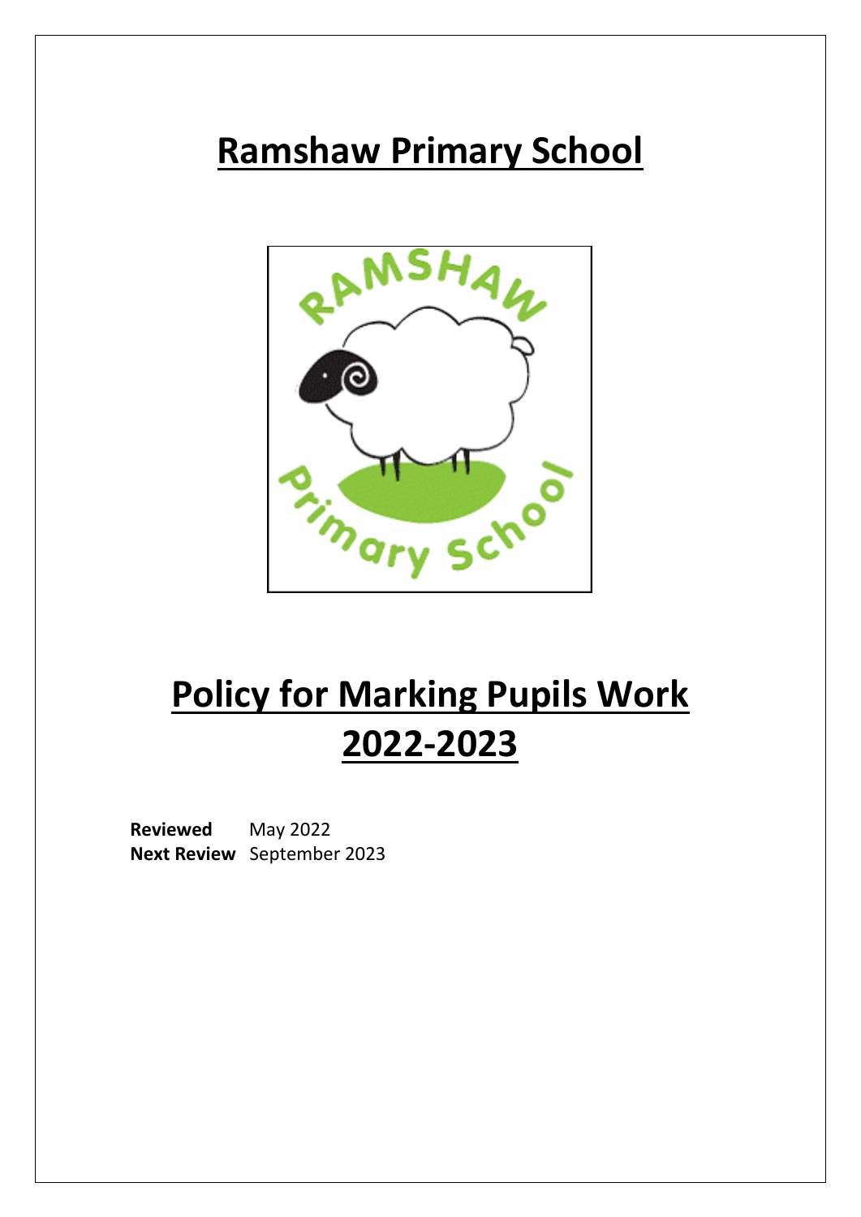# Ramshaw Primary School

# Policy for Marking Pupils Work 2022-2023

**Reviewed** May 2022
**Next Review** September 2023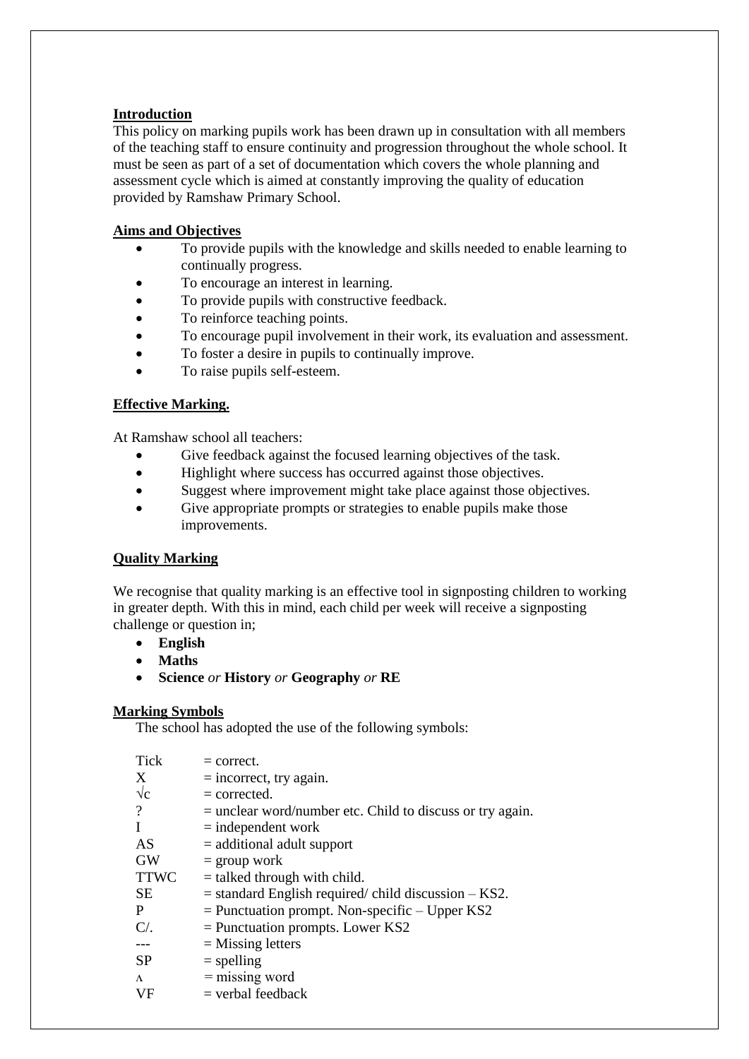**Introduction**

This policy on marking pupils work has been drawn up in consultation with all members of the teaching staff to ensure continuity and progression throughout the whole school. It must be seen as part of a set of documentation which covers the whole planning and assessment cycle which is aimed at constantly improving the quality of education provided by Ramshaw Primary School.

**Aims and Objectives**

- To provide pupils with the knowledge and skills needed to enable learning to continually progress.
- To encourage an interest in learning.
- To provide pupils with constructive feedback.
- To reinforce teaching points.
- To encourage pupil involvement in their work, its evaluation and assessment.
- To foster a desire in pupils to continually improve.
- To raise pupils self-esteem.

**Effective Marking.**

At Ramshaw school all teachers:

- Give feedback against the focused learning objectives of the task.
- Highlight where success has occurred against those objectives.
- Suggest where improvement might take place against those objectives.
- Give appropriate prompts or strategies to enable pupils make those improvements.

**Quality Marking**

We recognise that quality marking is an effective tool in signposting children to working in greater depth. With this in mind, each child per week will receive a signposting challenge or question in;

- **English**
- **Maths**
- **Science** *or* **History** *or* **Geography** *or* **RE**

**Marking Symbols**

The school has adopted the use of the following symbols:

| | |
|---|---|
| Tick | = correct. |
| X | = incorrect, try again. |
| √c | = corrected. |
| ? | = unclear word/number etc. Child to discuss or try again. |
| I | = independent work |
| AS | = additional adult support |
| GW | = group work |
| TTWC | = talked through with child. |
| SE | = standard English required/ child discussion – KS2. |
| P | = Punctuation prompt. Non-specific – Upper KS2 |
| C/. | = Punctuation prompts. Lower KS2 |
| --- | = Missing letters |
| SP | = spelling |
| ʌ | = missing word |
| VF | = verbal feedback |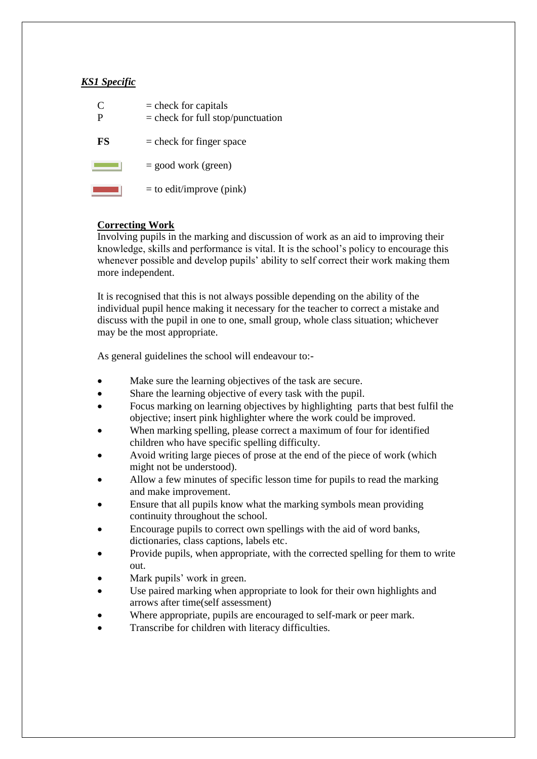***KS1 Specific***

C = check for capitals
P = check for full stop/punctuation

**FS** = check for finger space

= good work (green)

= to edit/improve (pink)

**Correcting Work**

Involving pupils in the marking and discussion of work as an aid to improving their knowledge, skills and performance is vital. It is the school's policy to encourage this whenever possible and develop pupils' ability to self correct their work making them more independent.

It is recognised that this is not always possible depending on the ability of the individual pupil hence making it necessary for the teacher to correct a mistake and discuss with the pupil in one to one, small group, whole class situation; whichever may be the most appropriate.

As general guidelines the school will endeavour to:-

- Make sure the learning objectives of the task are secure.
- Share the learning objective of every task with the pupil.
- Focus marking on learning objectives by highlighting parts that best fulfil the objective; insert pink highlighter where the work could be improved.
- When marking spelling, please correct a maximum of four for identified children who have specific spelling difficulty.
- Avoid writing large pieces of prose at the end of the piece of work (which might not be understood).
- Allow a few minutes of specific lesson time for pupils to read the marking and make improvement.
- Ensure that all pupils know what the marking symbols mean providing continuity throughout the school.
- Encourage pupils to correct own spellings with the aid of word banks, dictionaries, class captions, labels etc.
- Provide pupils, when appropriate, with the corrected spelling for them to write out.
- Mark pupils' work in green.
- Use paired marking when appropriate to look for their own highlights and arrows after time(self assessment)
- Where appropriate, pupils are encouraged to self-mark or peer mark.
- Transcribe for children with literacy difficulties.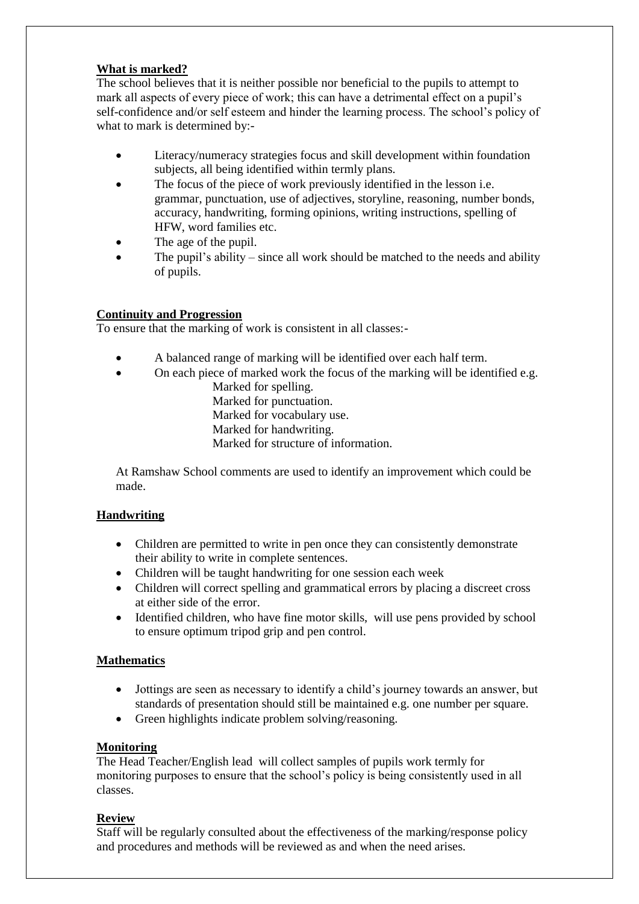**What is marked?**

The school believes that it is neither possible nor beneficial to the pupils to attempt to mark all aspects of every piece of work; this can have a detrimental effect on a pupil's self-confidence and/or self esteem and hinder the learning process. The school's policy of what to mark is determined by:-

- Literacy/numeracy strategies focus and skill development within foundation subjects, all being identified within termly plans.
- The focus of the piece of work previously identified in the lesson i.e. grammar, punctuation, use of adjectives, storyline, reasoning, number bonds, accuracy, handwriting, forming opinions, writing instructions, spelling of HFW, word families etc.
- The age of the pupil.
- The pupil's ability – since all work should be matched to the needs and ability of pupils.

**Continuity and Progression**

To ensure that the marking of work is consistent in all classes:-

- A balanced range of marking will be identified over each half term.
- On each piece of marked work the focus of the marking will be identified e.g.
  - Marked for spelling.
  - Marked for punctuation.
  - Marked for vocabulary use.
  - Marked for handwriting.
  - Marked for structure of information.

At Ramshaw School comments are used to identify an improvement which could be made.

**Handwriting**

- Children are permitted to write in pen once they can consistently demonstrate their ability to write in complete sentences.
- Children will be taught handwriting for one session each week
- Children will correct spelling and grammatical errors by placing a discreet cross at either side of the error.
- Identified children, who have fine motor skills, will use pens provided by school to ensure optimum tripod grip and pen control.

**Mathematics**

- Jottings are seen as necessary to identify a child's journey towards an answer, but standards of presentation should still be maintained e.g. one number per square.
- Green highlights indicate problem solving/reasoning.

**Monitoring**

The Head Teacher/English lead will collect samples of pupils work termly for monitoring purposes to ensure that the school's policy is being consistently used in all classes.

**Review**

Staff will be regularly consulted about the effectiveness of the marking/response policy and procedures and methods will be reviewed as and when the need arises.